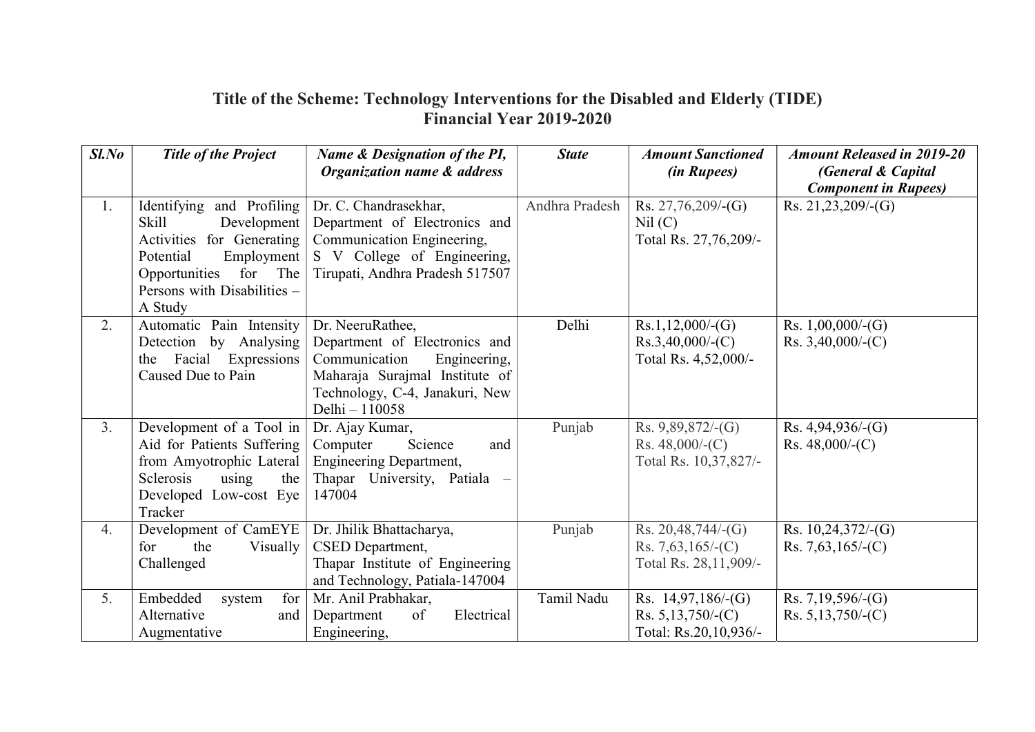# Title of the Scheme: Technology Interventions for the Disabled and Elderly (TIDE)
## Financial Year 2019-2020

| *Sl.No* | *Title of the Project* | *Name & Designation of the PI, Organization name & address* | *State* | *Amount Sanctioned (in Rupees)* | *Amount Released in 2019-20 (General & Capital Component in Rupees)* |
|---|---|---|---|---|---|
| 1. | Identifying and Profiling Skill Development Activities for Generating Potential Employment Opportunities for The Persons with Disabilities – A Study | Dr. C. Chandrasekhar, Department of Electronics and Communication Engineering, S V College of Engineering, Tirupati, Andhra Pradesh 517507 | Andhra Pradesh | Rs. 27,76,209/-(G)<br>Nil (C)<br>Total Rs. 27,76,209/- | Rs. 21,23,209/-(G) |
| 2. | Automatic Pain Intensity Detection by Analysing the Facial Expressions Caused Due to Pain | Dr. NeeruRathee, Department of Electronics and Communication Engineering, Maharaja Surajmal Institute of Technology, C-4, Janakuri, New Delhi – 110058 | Delhi | Rs.1,12,000/-(G)<br>Rs.3,40,000/-(C)<br>Total Rs. 4,52,000/- | Rs. 1,00,000/-(G)<br>Rs. 3,40,000/-(C) |
| 3. | Development of a Tool in Aid for Patients Suffering from Amyotrophic Lateral Sclerosis using the Developed Low-cost Eye Tracker | Dr. Ajay Kumar, Computer Science and Engineering Department, Thapar University, Patiala – 147004 | Punjab | Rs. 9,89,872/-(G)<br>Rs. 48,000/-(C)<br>Total Rs. 10,37,827/- | Rs. 4,94,936/-(G)<br>Rs. 48,000/-(C) |
| 4. | Development of CamEYE for the Visually Challenged | Dr. Jhilik Bhattacharya, CSED Department, Thapar Institute of Engineering and Technology, Patiala-147004 | Punjab | Rs. 20,48,744/-(G)<br>Rs. 7,63,165/-(C)<br>Total Rs. 28,11,909/- | Rs. 10,24,372/-(G)<br>Rs. 7,63,165/-(C) |
| 5. | Embedded system for Alternative and Augmentative | Mr. Anil Prabhakar, Department of Electrical Engineering, | Tamil Nadu | Rs. 14,97,186/-(G)<br>Rs. 5,13,750/-(C)<br>Total: Rs.20,10,936/- | Rs. 7,19,596/-(G)<br>Rs. 5,13,750/-(C) |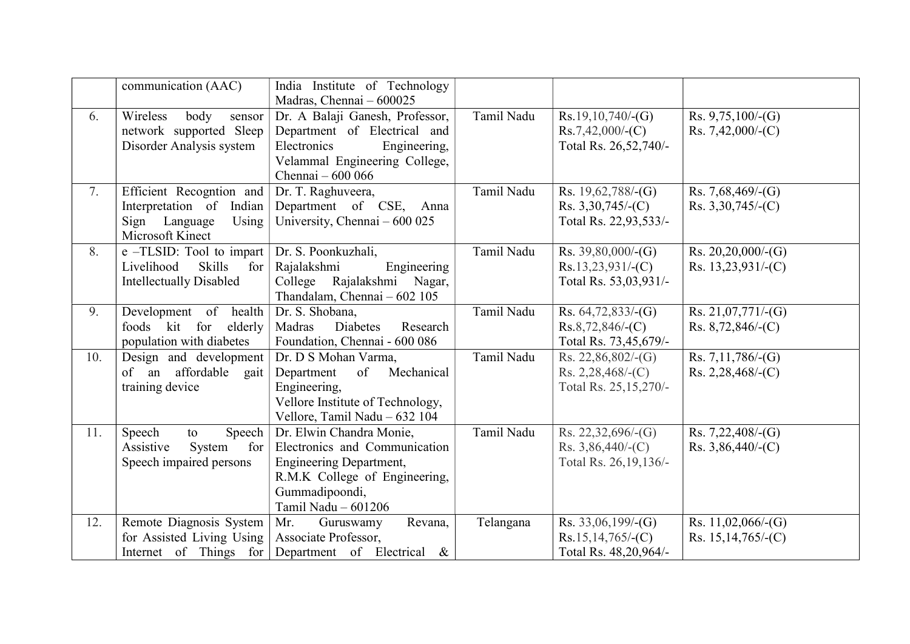| | | | | | |
|---|---|---|---|---|---|
| | communication (AAC) | India Institute of Technology Madras, Chennai – 600025 | | | |
| 6. | Wireless body sensor network supported Sleep Disorder Analysis system | Dr. A Balaji Ganesh, Professor, Department of Electrical and Electronics Engineering, Velammal Engineering College, Chennai – 600 066 | Tamil Nadu | Rs.19,10,740/-(G)<br>Rs.7,42,000/-(C)<br>Total Rs. 26,52,740/- | Rs. 9,75,100/-(G)<br>Rs. 7,42,000/-(C) |
| 7. | Efficient Recogntion and Interpretation of Indian Sign Language Using Microsoft Kinect | Dr. T. Raghuveera, Department of CSE, Anna University, Chennai – 600 025 | Tamil Nadu | Rs. 19,62,788/-(G)<br>Rs. 3,30,745/-(C)<br>Total Rs. 22,93,533/- | Rs. 7,68,469/-(G)<br>Rs. 3,30,745/-(C) |
| 8. | e –TLSID: Tool to impart Livelihood Skills for Intellectually Disabled | Dr. S. Poonkuzhali, Rajalakshmi Engineering College Rajalakshmi Nagar, Thandalam, Chennai – 602 105 | Tamil Nadu | Rs. 39,80,000/-(G)<br>Rs.13,23,931/-(C)<br>Total Rs. 53,03,931/- | Rs. 20,20,000/-(G)<br>Rs. 13,23,931/-(C) |
| 9. | Development of health foods kit for elderly population with diabetes | Dr. S. Shobana, Madras Diabetes Research Foundation, Chennai - 600 086 | Tamil Nadu | Rs. 64,72,833/-(G)<br>Rs.8,72,846/-(C)<br>Total Rs. 73,45,679/- | Rs. 21,07,771/-(G)<br>Rs. 8,72,846/-(C) |
| 10. | Design and development of an affordable gait training device | Dr. D S Mohan Varma, Department of Mechanical Engineering, Vellore Institute of Technology, Vellore, Tamil Nadu – 632 104 | Tamil Nadu | Rs. 22,86,802/-(G)<br>Rs. 2,28,468/-(C)<br>Total Rs. 25,15,270/- | Rs. 7,11,786/-(G)<br>Rs. 2,28,468/-(C) |
| 11. | Speech to Speech Assistive System for Speech impaired persons | Dr. Elwin Chandra Monie, Electronics and Communication Engineering Department, R.M.K College of Engineering, Gummadipoondi, Tamil Nadu – 601206 | Tamil Nadu | Rs. 22,32,696/-(G)<br>Rs. 3,86,440/-(C)<br>Total Rs. 26,19,136/- | Rs. 7,22,408/-(G)<br>Rs. 3,86,440/-(C) |
| 12. | Remote Diagnosis System for Assisted Living Using Internet of Things for | Mr. Guruswamy Revana, Associate Professor, Department of Electrical & | Telangana | Rs. 33,06,199/-(G)<br>Rs.15,14,765/-(C)<br>Total Rs. 48,20,964/- | Rs. 11,02,066/-(G)<br>Rs. 15,14,765/-(C) |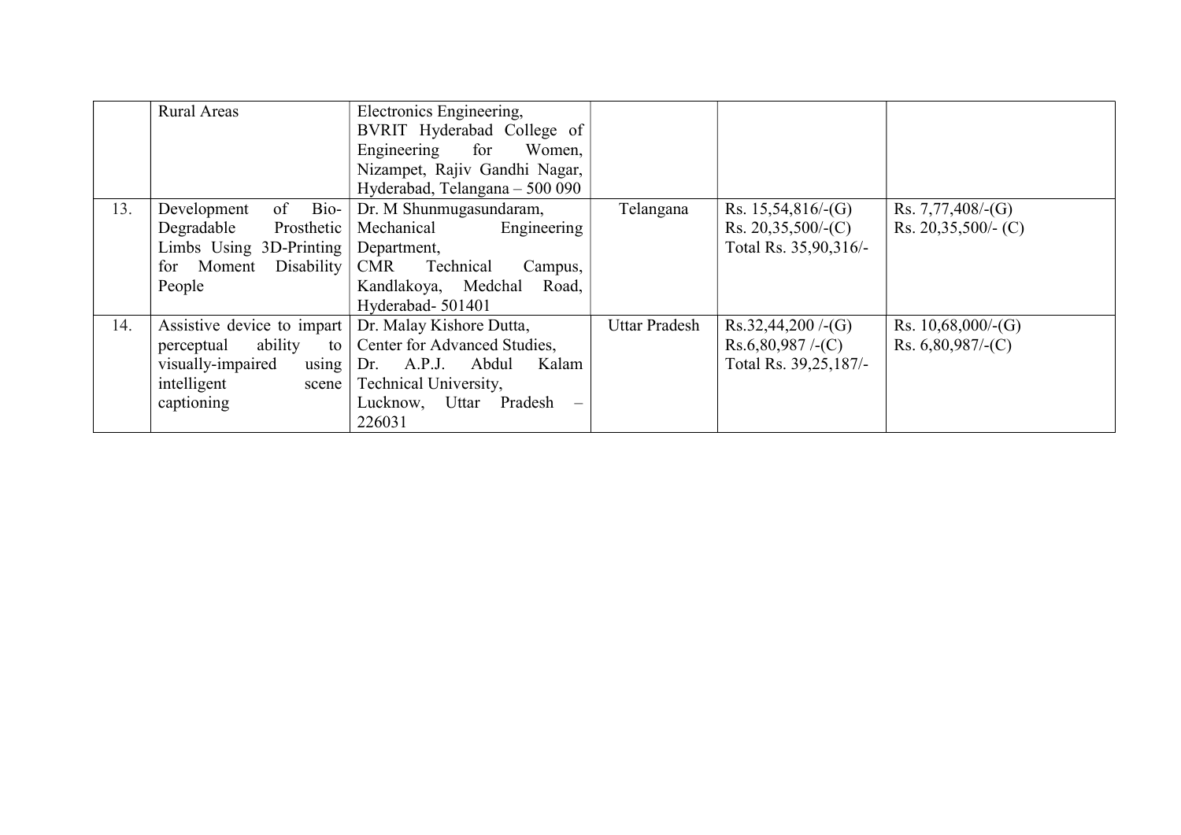| | | | | | |
|---|---|---|---|---|---|
| | Rural Areas | Electronics Engineering, BVRIT Hyderabad College of Engineering for Women, Nizampet, Rajiv Gandhi Nagar, Hyderabad, Telangana – 500 090 | | | |
| 13. | Development of Bio-Degradable Prosthetic Limbs Using 3D-Printing for Moment Disability People | Dr. M Shunmugasundaram, Mechanical Engineering Department, CMR Technical Campus, Kandlakoya, Medchal Road, Hyderabad- 501401 | Telangana | Rs. 15,54,816/-(G)<br>Rs. 20,35,500/-(C)<br>Total Rs. 35,90,316/- | Rs. 7,77,408/-(G)<br>Rs. 20,35,500/- (C) |
| 14. | Assistive device to impart perceptual ability to visually-impaired using intelligent scene captioning | Dr. Malay Kishore Dutta, Center for Advanced Studies, Dr. A.P.J. Abdul Kalam Technical University, Lucknow, Uttar Pradesh – 226031 | Uttar Pradesh | Rs.32,44,200 /-(G)<br>Rs.6,80,987 /-(C)<br>Total Rs. 39,25,187/- | Rs. 10,68,000/-(G)<br>Rs. 6,80,987/-(C) |